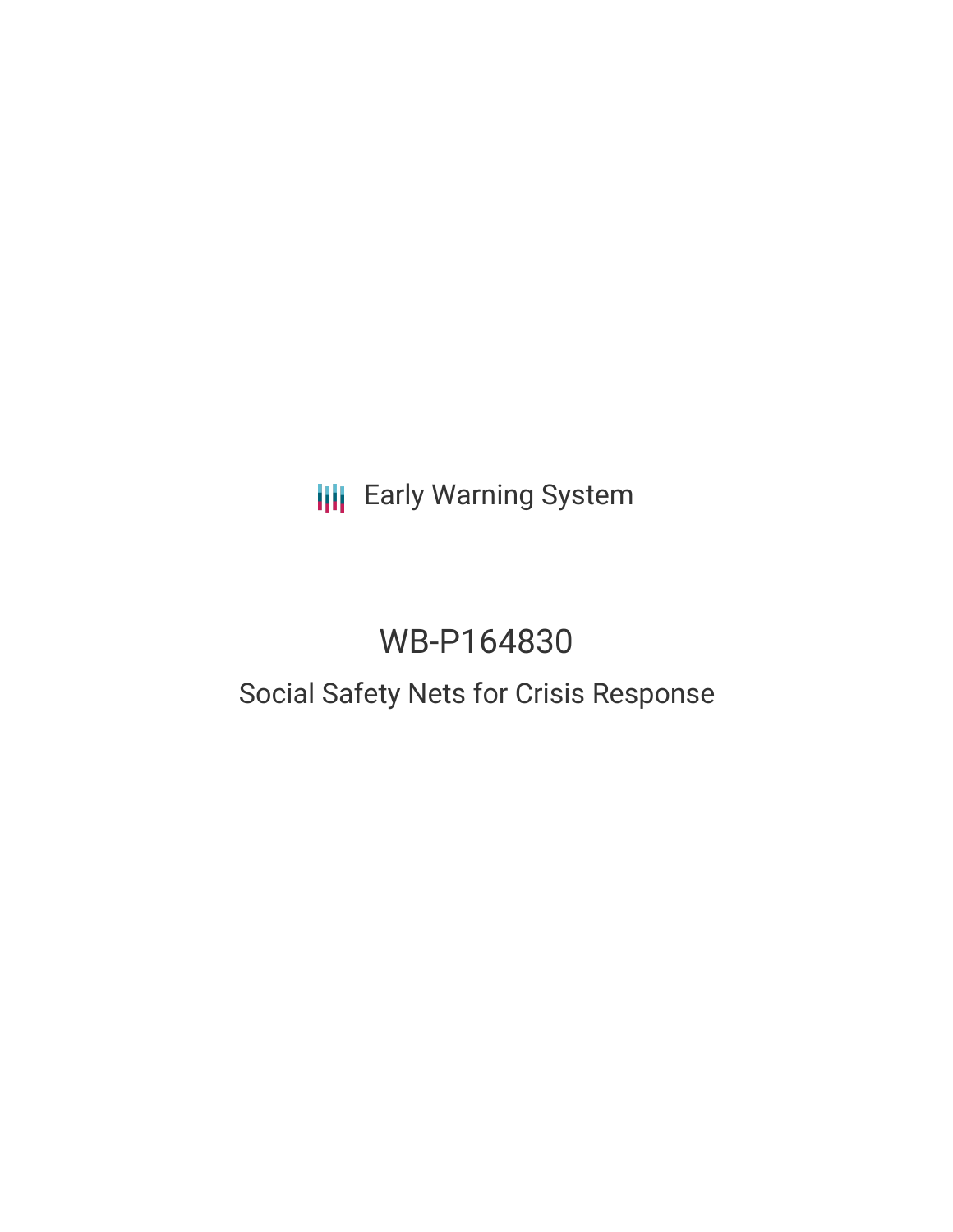Early Warning System

# WB-P164830

## Social Safety Nets for Crisis Response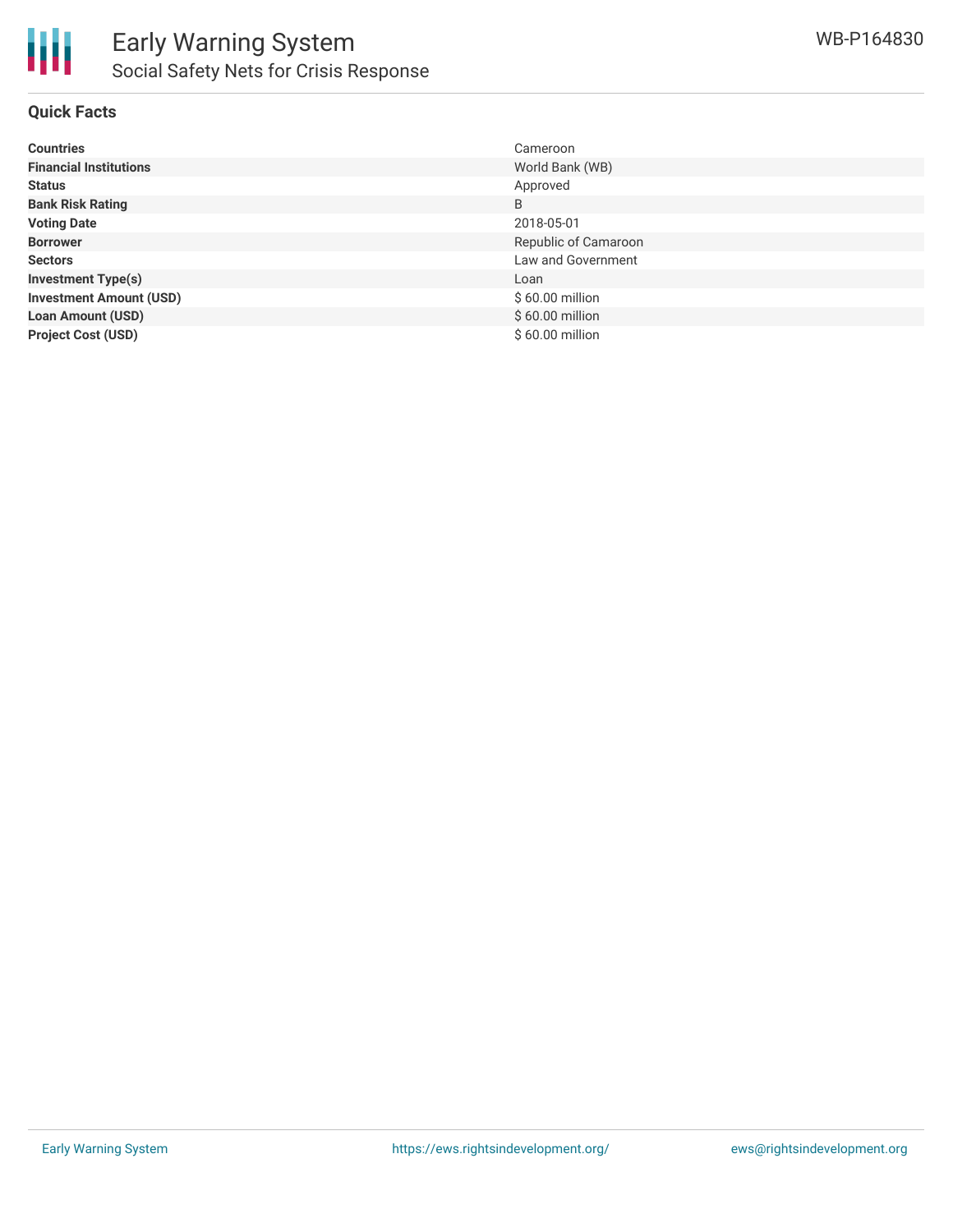# Early Warning System

## Social Safety Nets for Crisis Response

WB-P164830

### Quick Facts

| | |
|---|---|
| **Countries** | Cameroon |
| **Financial Institutions** | World Bank (WB) |
| **Status** | Approved |
| **Bank Risk Rating** | B |
| **Voting Date** | 2018-05-01 |
| **Borrower** | Republic of Camaroon |
| **Sectors** | Law and Government |
| **Investment Type(s)** | Loan |
| **Investment Amount (USD)** | $ 60.00 million |
| **Loan Amount (USD)** | $ 60.00 million |
| **Project Cost (USD)** | $ 60.00 million |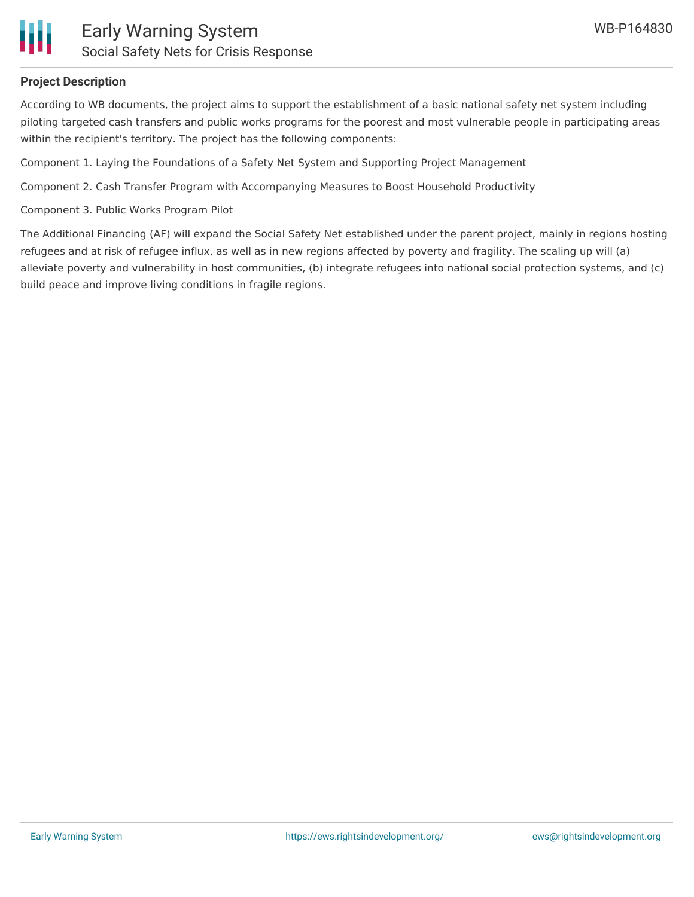**Project Description**

According to WB documents, the project aims to support the establishment of a basic national safety net system including piloting targeted cash transfers and public works programs for the poorest and most vulnerable people in participating areas within the recipient's territory. The project has the following components:

Component 1. Laying the Foundations of a Safety Net System and Supporting Project Management

Component 2. Cash Transfer Program with Accompanying Measures to Boost Household Productivity

Component 3. Public Works Program Pilot

The Additional Financing (AF) will expand the Social Safety Net established under the parent project, mainly in regions hosting refugees and at risk of refugee influx, as well as in new regions affected by poverty and fragility. The scaling up will (a) alleviate poverty and vulnerability in host communities, (b) integrate refugees into national social protection systems, and (c) build peace and improve living conditions in fragile regions.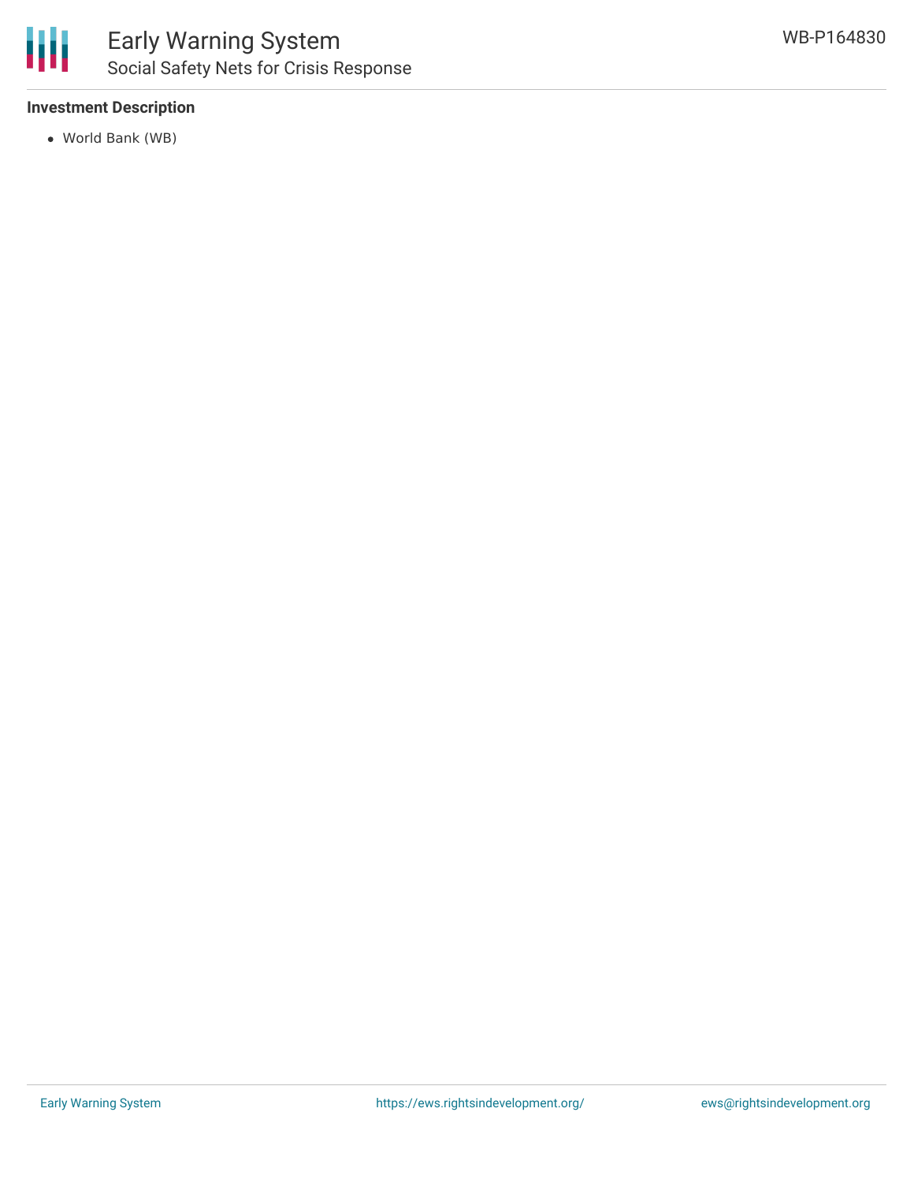**Investment Description**

- World Bank (WB)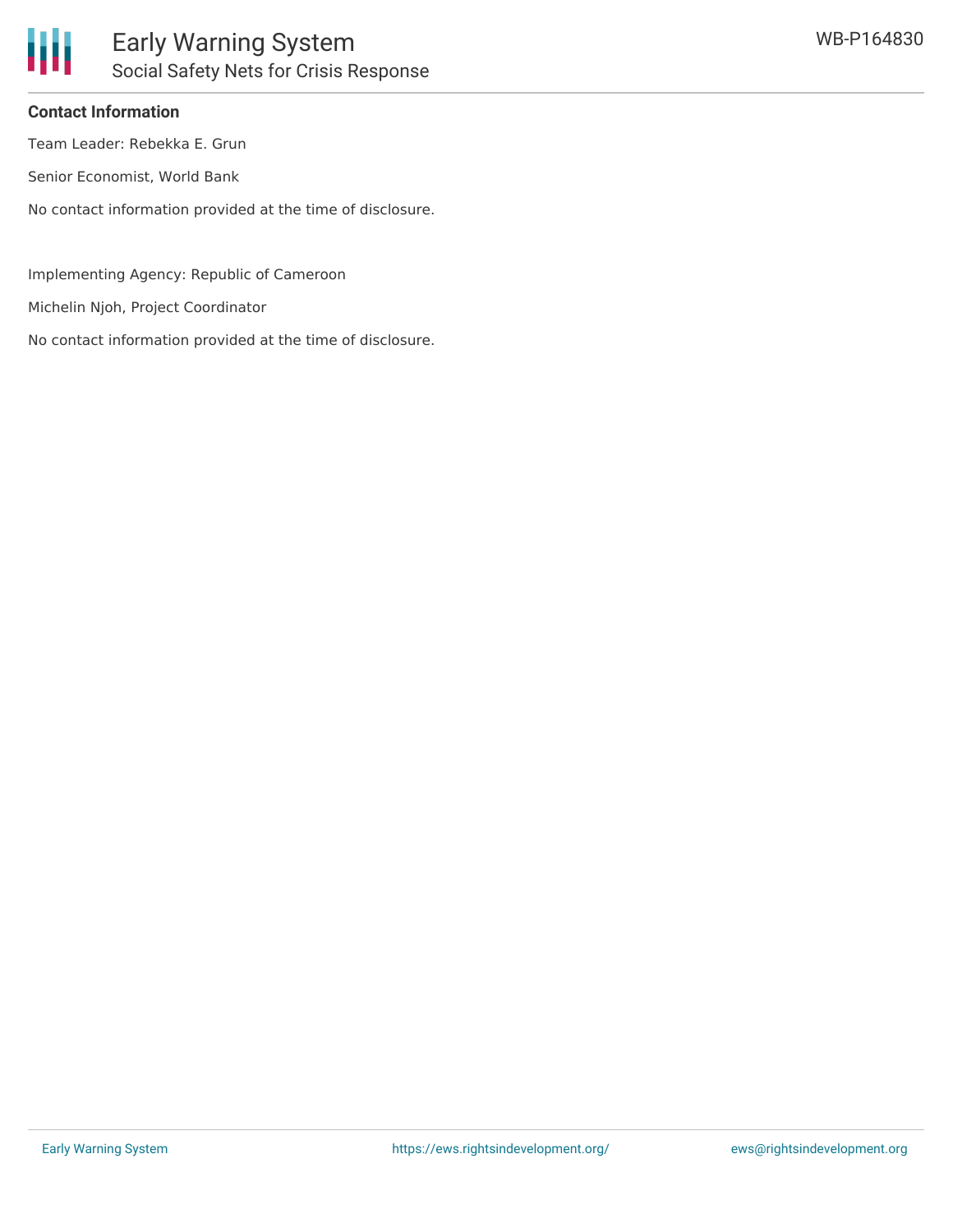## Contact Information

Team Leader: Rebekka E. Grun

Senior Economist, World Bank

No contact information provided at the time of disclosure.

Implementing Agency: Republic of Cameroon

Michelin Njoh, Project Coordinator

No contact information provided at the time of disclosure.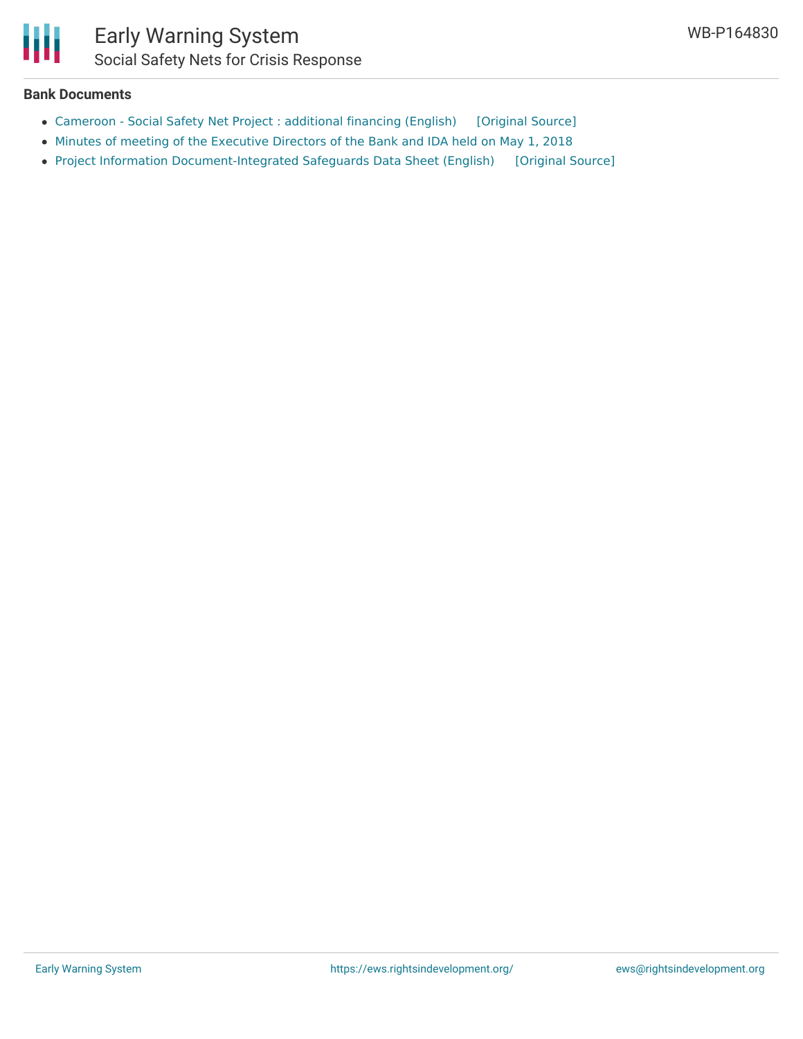### Bank Documents

- Cameroon - Social Safety Net Project : additional financing (English) [Original Source]
- Minutes of meeting of the Executive Directors of the Bank and IDA held on May 1, 2018
- Project Information Document-Integrated Safeguards Data Sheet (English) [Original Source]